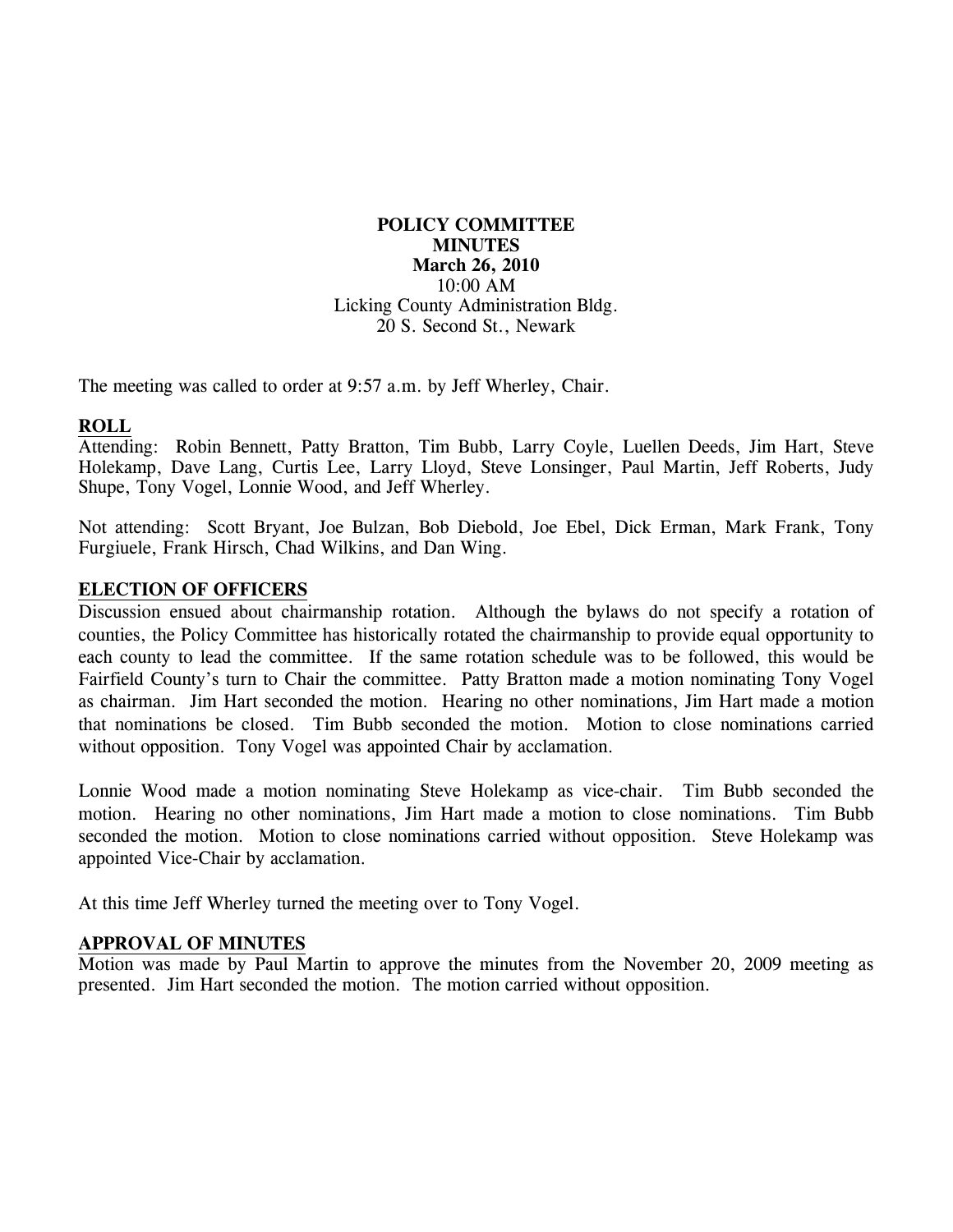**POLICY COMMITTEE**
**MINUTES**
**March 26, 2010**
10:00 AM
Licking County Administration Bldg.
20 S. Second St., Newark

The meeting was called to order at 9:57 a.m. by Jeff Wherley, Chair.

## ROLL

Attending: Robin Bennett, Patty Bratton, Tim Bubb, Larry Coyle, Luellen Deeds, Jim Hart, Steve Holekamp, Dave Lang, Curtis Lee, Larry Lloyd, Steve Lonsinger, Paul Martin, Jeff Roberts, Judy Shupe, Tony Vogel, Lonnie Wood, and Jeff Wherley.

Not attending: Scott Bryant, Joe Bulzan, Bob Diebold, Joe Ebel, Dick Erman, Mark Frank, Tony Furgiuele, Frank Hirsch, Chad Wilkins, and Dan Wing.

## ELECTION OF OFFICERS

Discussion ensued about chairmanship rotation. Although the bylaws do not specify a rotation of counties, the Policy Committee has historically rotated the chairmanship to provide equal opportunity to each county to lead the committee. If the same rotation schedule was to be followed, this would be Fairfield County's turn to Chair the committee. Patty Bratton made a motion nominating Tony Vogel as chairman. Jim Hart seconded the motion. Hearing no other nominations, Jim Hart made a motion that nominations be closed. Tim Bubb seconded the motion. Motion to close nominations carried without opposition. Tony Vogel was appointed Chair by acclamation.

Lonnie Wood made a motion nominating Steve Holekamp as vice-chair. Tim Bubb seconded the motion. Hearing no other nominations, Jim Hart made a motion to close nominations. Tim Bubb seconded the motion. Motion to close nominations carried without opposition. Steve Holekamp was appointed Vice-Chair by acclamation.

At this time Jeff Wherley turned the meeting over to Tony Vogel.

## APPROVAL OF MINUTES

Motion was made by Paul Martin to approve the minutes from the November 20, 2009 meeting as presented. Jim Hart seconded the motion. The motion carried without opposition.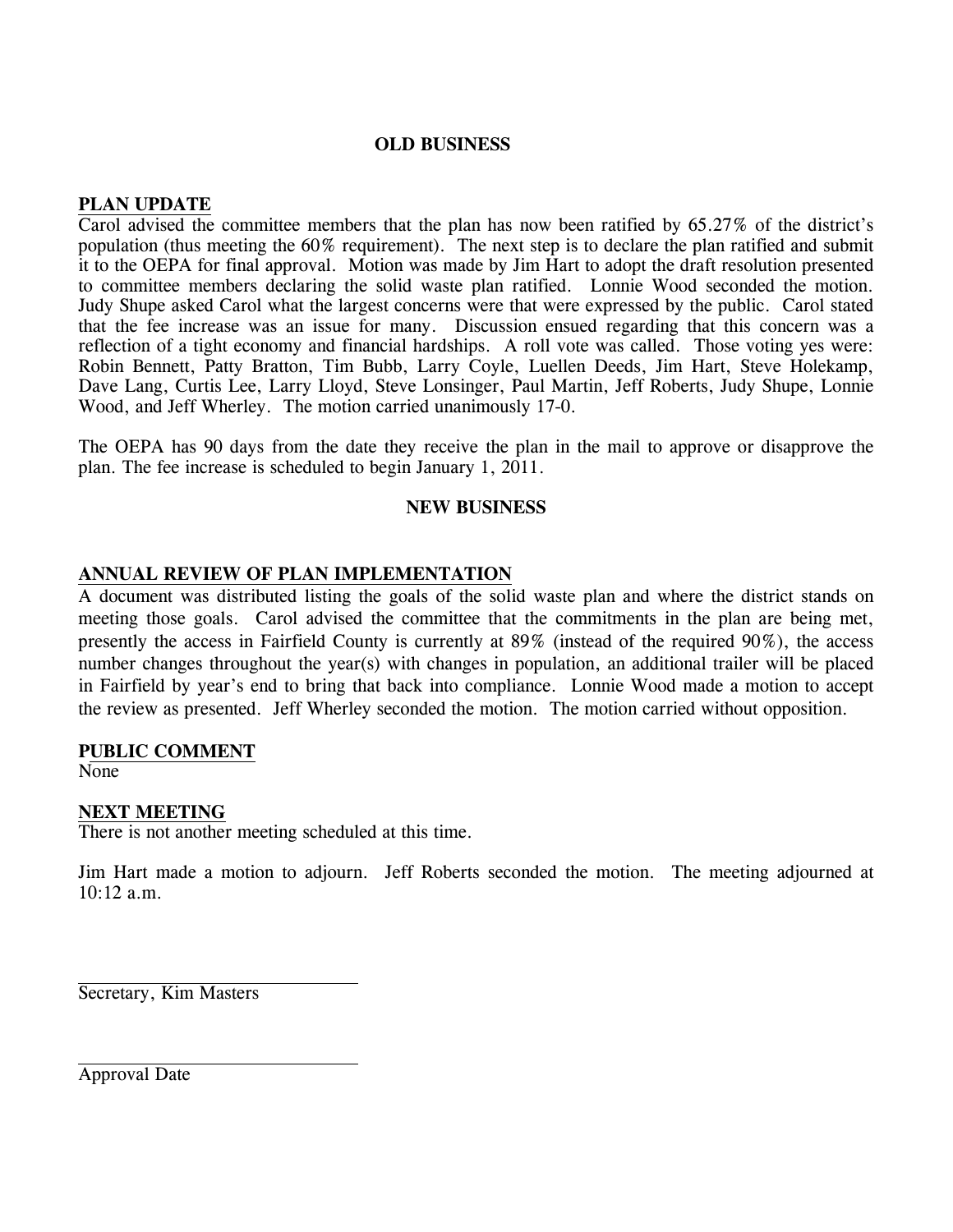## OLD BUSINESS

**PLAN UPDATE**

Carol advised the committee members that the plan has now been ratified by 65.27% of the district's population (thus meeting the 60% requirement). The next step is to declare the plan ratified and submit it to the OEPA for final approval. Motion was made by Jim Hart to adopt the draft resolution presented to committee members declaring the solid waste plan ratified. Lonnie Wood seconded the motion. Judy Shupe asked Carol what the largest concerns were that were expressed by the public. Carol stated that the fee increase was an issue for many. Discussion ensued regarding that this concern was a reflection of a tight economy and financial hardships. A roll vote was called. Those voting yes were: Robin Bennett, Patty Bratton, Tim Bubb, Larry Coyle, Luellen Deeds, Jim Hart, Steve Holekamp, Dave Lang, Curtis Lee, Larry Lloyd, Steve Lonsinger, Paul Martin, Jeff Roberts, Judy Shupe, Lonnie Wood, and Jeff Wherley. The motion carried unanimously 17-0.

The OEPA has 90 days from the date they receive the plan in the mail to approve or disapprove the plan. The fee increase is scheduled to begin January 1, 2011.

## NEW BUSINESS

**ANNUAL REVIEW OF PLAN IMPLEMENTATION**

A document was distributed listing the goals of the solid waste plan and where the district stands on meeting those goals. Carol advised the committee that the commitments in the plan are being met, presently the access in Fairfield County is currently at 89% (instead of the required 90%), the access number changes throughout the year(s) with changes in population, an additional trailer will be placed in Fairfield by year's end to bring that back into compliance. Lonnie Wood made a motion to accept the review as presented. Jeff Wherley seconded the motion. The motion carried without opposition.

**PUBLIC COMMENT**

None

**NEXT MEETING**

There is not another meeting scheduled at this time.

Jim Hart made a motion to adjourn. Jeff Roberts seconded the motion. The meeting adjourned at 10:12 a.m.

\_\_\_\_\_\_\_\_\_\_\_\_\_\_\_\_\_\_\_\_\_\_\_\_\_\_\_\_\_\_

Secretary, Kim Masters

\_\_\_\_\_\_\_\_\_\_\_\_\_\_\_\_\_\_\_\_\_\_\_\_\_\_\_\_\_\_

Approval Date